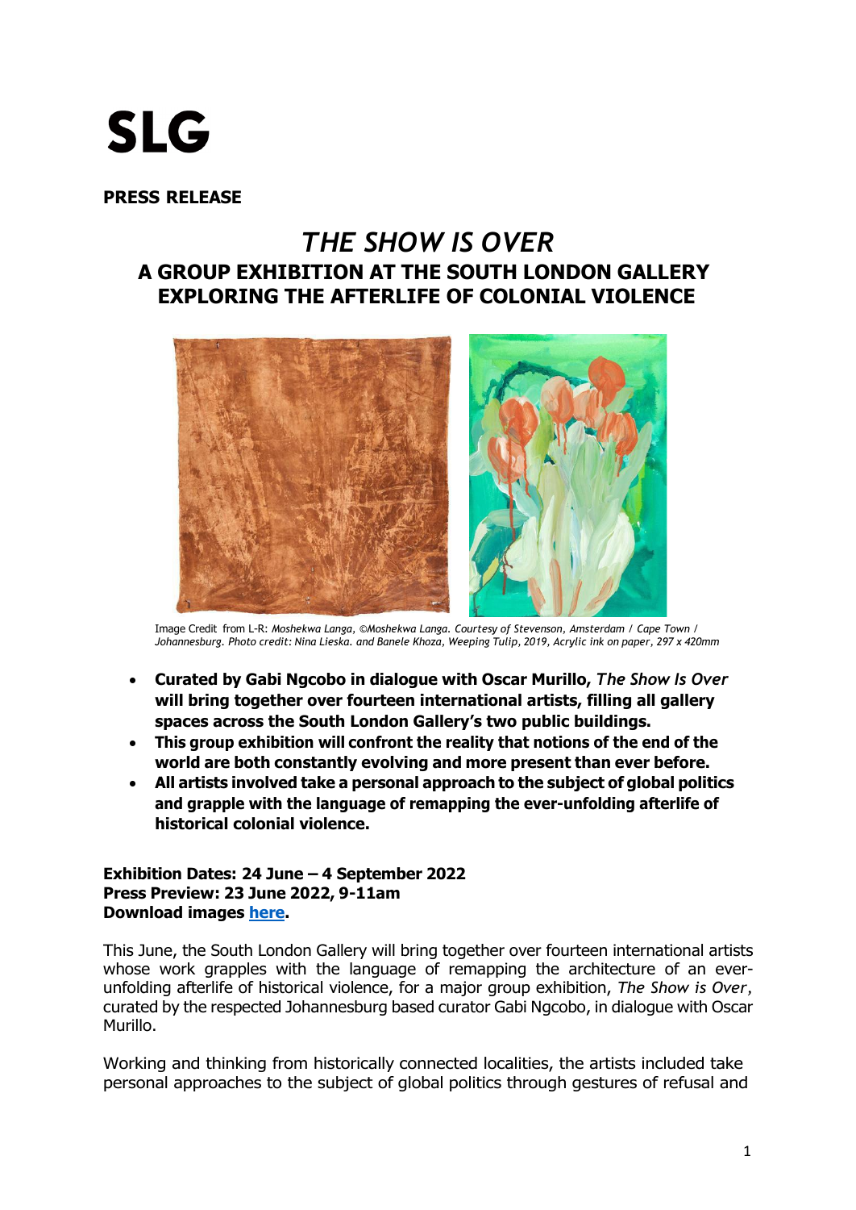# SLG

**PRESS RELEASE**

## *THE SHOW IS OVER*

### A GROUP EXHIBITION AT THE SOUTH LONDON GALLERY EXPLORING THE AFTERLIFE OF COLONIAL VIOLENCE

Image Credit from L-R: *Moshekwa Langa, ©Moshekwa Langa. Courtesy of Stevenson, Amsterdam / Cape Town / Johannesburg. Photo credit: Nina Lieska. and Banele Khoza, Weeping Tulip, 2019, Acrylic ink on paper, 297 x 420mm*

- **Curated by Gabi Ngcobo in dialogue with Oscar Murillo, *The Show Is Over* will bring together over fourteen international artists, filling all gallery spaces across the South London Gallery's two public buildings.**
- **This group exhibition will confront the reality that notions of the end of the world are both constantly evolving and more present than ever before.**
- **All artists involved take a personal approach to the subject of global politics and grapple with the language of remapping the ever-unfolding afterlife of historical colonial violence.**

**Exhibition Dates: 24 June – 4 September 2022**
**Press Preview: 23 June 2022, 9-11am**
**Download images [here](#).**

This June, the South London Gallery will bring together over fourteen international artists whose work grapples with the language of remapping the architecture of an ever-unfolding afterlife of historical violence, for a major group exhibition, *The Show is Over*, curated by the respected Johannesburg based curator Gabi Ngcobo, in dialogue with Oscar Murillo.

Working and thinking from historically connected localities, the artists included take personal approaches to the subject of global politics through gestures of refusal and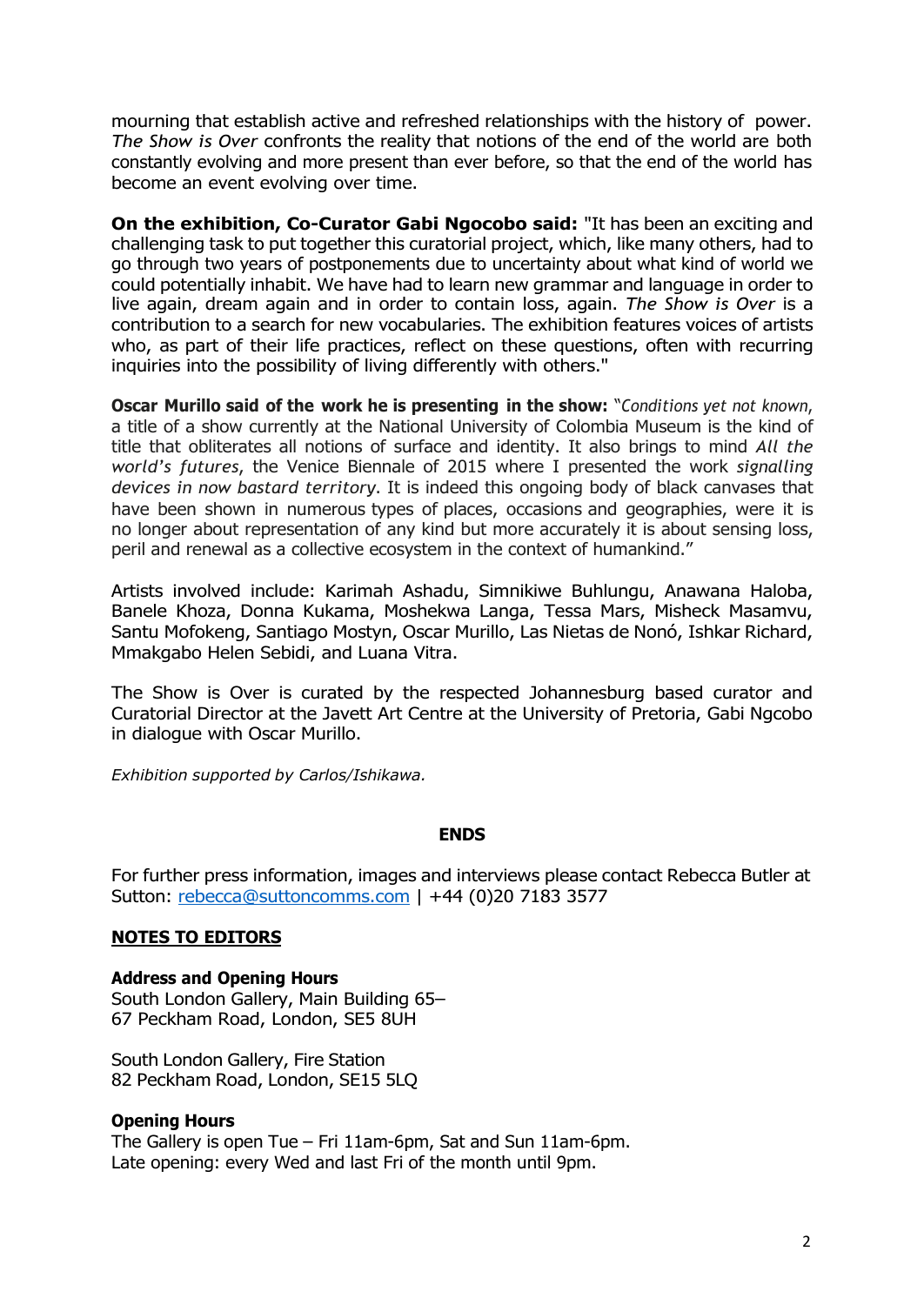mourning that establish active and refreshed relationships with the history of power. *The Show is Over* confronts the reality that notions of the end of the world are both constantly evolving and more present than ever before, so that the end of the world has become an event evolving over time.

**On the exhibition, Co-Curator Gabi Ngocobo said:** "It has been an exciting and challenging task to put together this curatorial project, which, like many others, had to go through two years of postponements due to uncertainty about what kind of world we could potentially inhabit. We have had to learn new grammar and language in order to live again, dream again and in order to contain loss, again. *The Show is Over* is a contribution to a search for new vocabularies. The exhibition features voices of artists who, as part of their life practices, reflect on these questions, often with recurring inquiries into the possibility of living differently with others."

**Oscar Murillo said of the work he is presenting in the show:** "*Conditions yet not known*, a title of a show currently at the National University of Colombia Museum is the kind of title that obliterates all notions of surface and identity. It also brings to mind *All the world's futures*, the Venice Biennale of 2015 where I presented the work *signalling devices in now bastard territory*. It is indeed this ongoing body of black canvases that have been shown in numerous types of places, occasions and geographies, were it is no longer about representation of any kind but more accurately it is about sensing loss, peril and renewal as a collective ecosystem in the context of humankind."

Artists involved include: Karimah Ashadu, Simnikiwe Buhlungu, Anawana Haloba, Banele Khoza, Donna Kukama, Moshekwa Langa, Tessa Mars, Misheck Masamvu, Santu Mofokeng, Santiago Mostyn, Oscar Murillo, Las Nietas de Nonó, Ishkar Richard, Mmakgabo Helen Sebidi, and Luana Vitra.

The Show is Over is curated by the respected Johannesburg based curator and Curatorial Director at the Javett Art Centre at the University of Pretoria, Gabi Ngcobo in dialogue with Oscar Murillo.

*Exhibition supported by Carlos/Ishikawa.*

**ENDS**

For further press information, images and interviews please contact Rebecca Butler at Sutton: rebecca@suttoncomms.com | +44 (0)20 7183 3577

## NOTES TO EDITORS

**Address and Opening Hours**
South London Gallery, Main Building 65–67 Peckham Road, London, SE5 8UH

South London Gallery, Fire Station
82 Peckham Road, London, SE15 5LQ

**Opening Hours**
The Gallery is open Tue – Fri 11am-6pm, Sat and Sun 11am-6pm.
Late opening: every Wed and last Fri of the month until 9pm.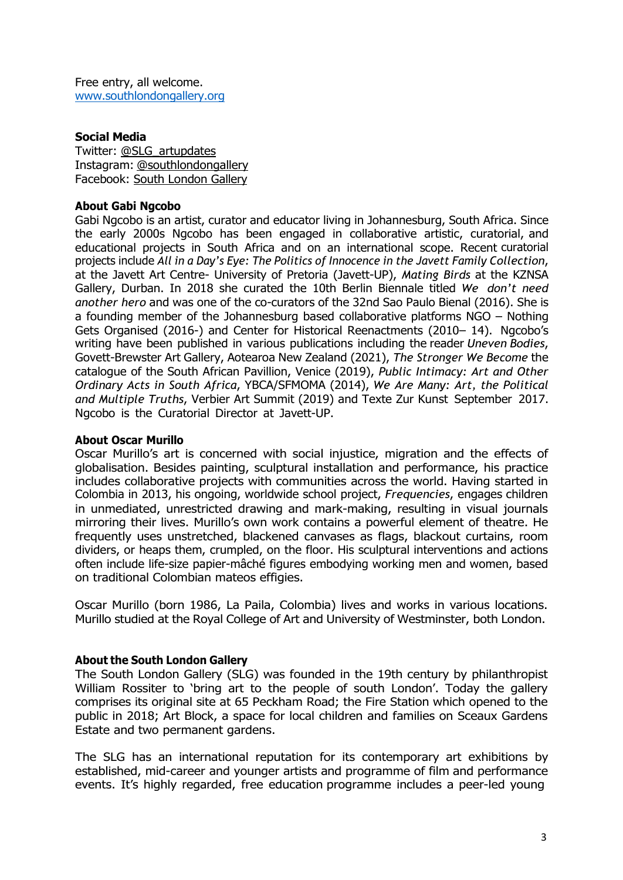Free entry, all welcome.
www.southlondongallery.org

**Social Media**
Twitter: @SLG_artupdates
Instagram: @southlondongallery
Facebook: South London Gallery

**About Gabi Ngcobo**
Gabi Ngcobo is an artist, curator and educator living in Johannesburg, South Africa. Since the early 2000s Ngcobo has been engaged in collaborative artistic, curatorial, and educational projects in South Africa and on an international scope. Recent curatorial projects include *All in a Day's Eye: The Politics of Innocence in the Javett Family Collection*, at the Javett Art Centre- University of Pretoria (Javett-UP), *Mating Birds* at the KZNSA Gallery, Durban. In 2018 she curated the 10th Berlin Biennale titled *We don't need another hero* and was one of the co-curators of the 32nd Sao Paulo Bienal (2016). She is a founding member of the Johannesburg based collaborative platforms NGO – Nothing Gets Organised (2016-) and Center for Historical Reenactments (2010– 14). Ngcobo's writing have been published in various publications including the reader *Uneven Bodies*, Govett-Brewster Art Gallery, Aotearoa New Zealand (2021), *The Stronger We Become* the catalogue of the South African Pavillion, Venice (2019), *Public Intimacy: Art and Other Ordinary Acts in South Africa*, YBCA/SFMOMA (2014), *We Are Many: Art, the Political and Multiple Truths*, Verbier Art Summit (2019) and Texte Zur Kunst September 2017. Ngcobo is the Curatorial Director at Javett-UP.

**About Oscar Murillo**
Oscar Murillo's art is concerned with social injustice, migration and the effects of globalisation. Besides painting, sculptural installation and performance, his practice includes collaborative projects with communities across the world. Having started in Colombia in 2013, his ongoing, worldwide school project, *Frequencies*, engages children in unmediated, unrestricted drawing and mark-making, resulting in visual journals mirroring their lives. Murillo's own work contains a powerful element of theatre. He frequently uses unstretched, blackened canvases as flags, blackout curtains, room dividers, or heaps them, crumpled, on the floor. His sculptural interventions and actions often include life-size papier-mâché figures embodying working men and women, based on traditional Colombian mateos effigies.

Oscar Murillo (born 1986, La Paila, Colombia) lives and works in various locations. Murillo studied at the Royal College of Art and University of Westminster, both London.

**About the South London Gallery**
The South London Gallery (SLG) was founded in the 19th century by philanthropist William Rossiter to 'bring art to the people of south London'. Today the gallery comprises its original site at 65 Peckham Road; the Fire Station which opened to the public in 2018; Art Block, a space for local children and families on Sceaux Gardens Estate and two permanent gardens.

The SLG has an international reputation for its contemporary art exhibitions by established, mid-career and younger artists and programme of film and performance events. It's highly regarded, free education programme includes a peer-led young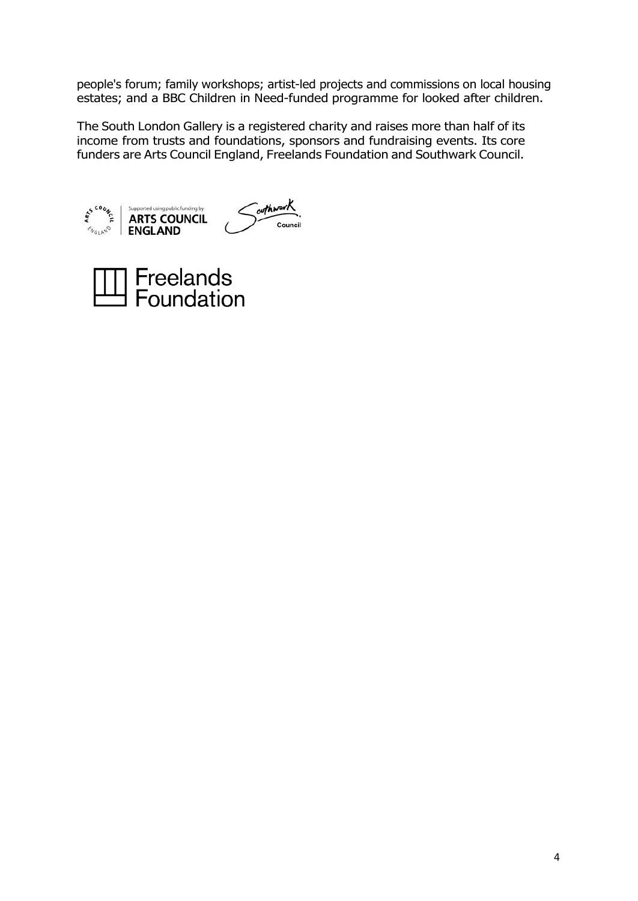people's forum; family workshops; artist-led projects and commissions on local housing estates; and a BBC Children in Need-funded programme for looked after children.

The South London Gallery is a registered charity and raises more than half of its income from trusts and foundations, sponsors and fundraising events. Its core funders are Arts Council England, Freelands Foundation and Southwark Council.